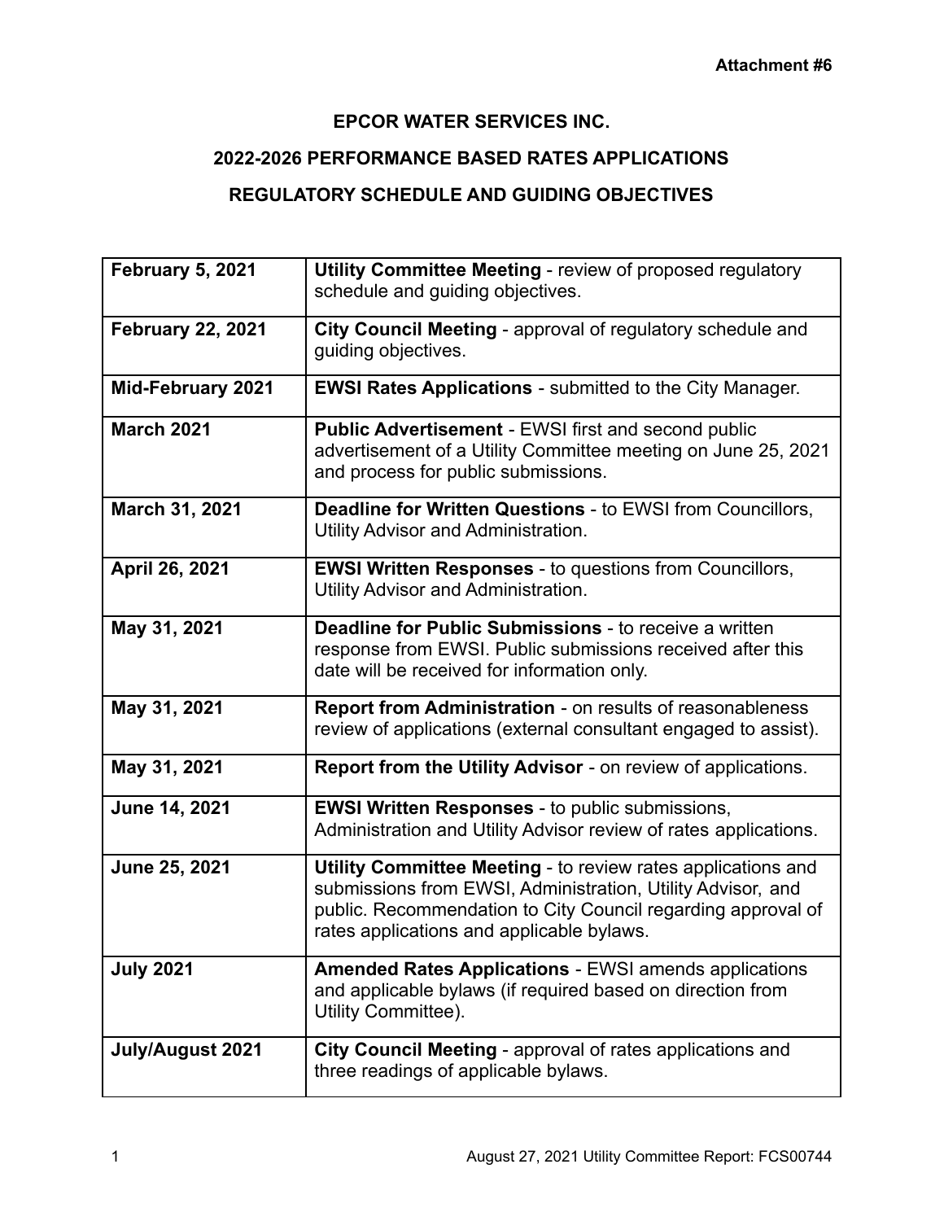**Attachment #6**

# EPCOR WATER SERVICES INC.

## 2022-2026 PERFORMANCE BASED RATES APPLICATIONS

## REGULATORY SCHEDULE AND GUIDING OBJECTIVES

| | |
|---|---|
| **February 5, 2021** | **Utility Committee Meeting** - review of proposed regulatory schedule and guiding objectives. |
| **February 22, 2021** | **City Council Meeting** - approval of regulatory schedule and guiding objectives. |
| **Mid-February 2021** | **EWSI Rates Applications** - submitted to the City Manager. |
| **March 2021** | **Public Advertisement** - EWSI first and second public advertisement of a Utility Committee meeting on June 25, 2021 and process for public submissions. |
| **March 31, 2021** | **Deadline for Written Questions** - to EWSI from Councillors, Utility Advisor and Administration. |
| **April 26, 2021** | **EWSI Written Responses** - to questions from Councillors, Utility Advisor and Administration. |
| **May 31, 2021** | **Deadline for Public Submissions** - to receive a written response from EWSI. Public submissions received after this date will be received for information only. |
| **May 31, 2021** | **Report from Administration** - on results of reasonableness review of applications (external consultant engaged to assist). |
| **May 31, 2021** | **Report from the Utility Advisor** - on review of applications. |
| **June 14, 2021** | **EWSI Written Responses** - to public submissions, Administration and Utility Advisor review of rates applications. |
| **June 25, 2021** | **Utility Committee Meeting** - to review rates applications and submissions from EWSI, Administration, Utility Advisor, and public. Recommendation to City Council regarding approval of rates applications and applicable bylaws. |
| **July 2021** | **Amended Rates Applications** - EWSI amends applications and applicable bylaws (if required based on direction from Utility Committee). |
| **July/August 2021** | **City Council Meeting** - approval of rates applications and three readings of applicable bylaws. |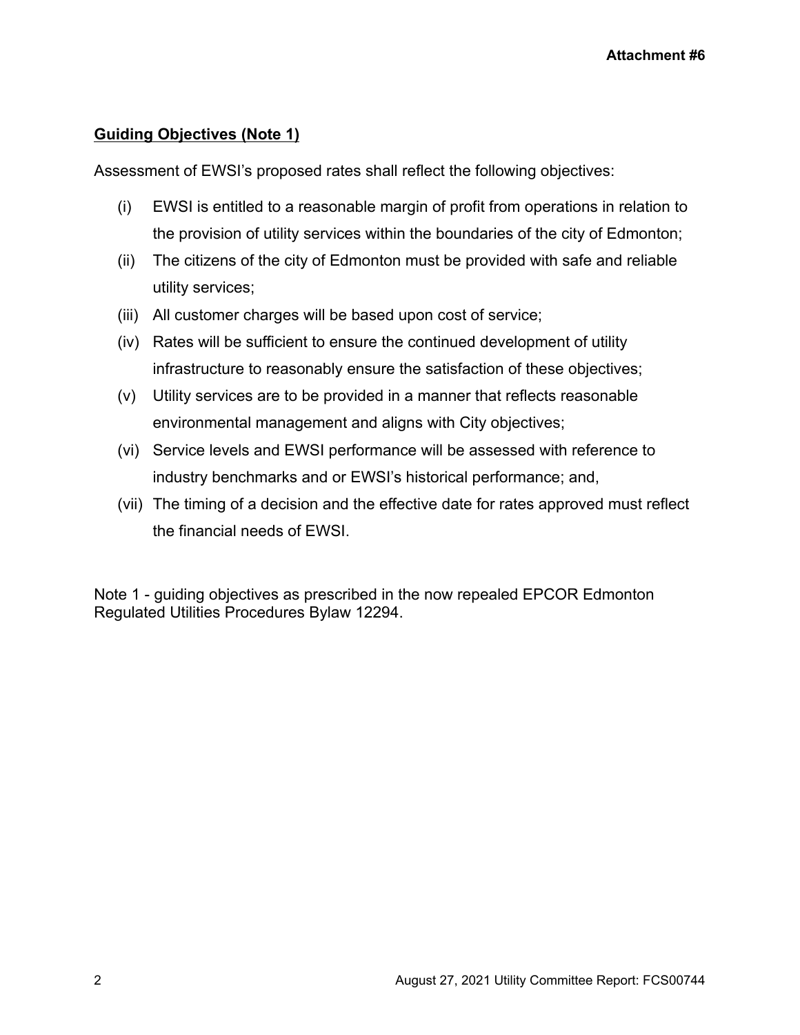**Attachment #6**

**Guiding Objectives (Note 1)**

Assessment of EWSI's proposed rates shall reflect the following objectives:

(i) EWSI is entitled to a reasonable margin of profit from operations in relation to the provision of utility services within the boundaries of the city of Edmonton;

(ii) The citizens of the city of Edmonton must be provided with safe and reliable utility services;

(iii) All customer charges will be based upon cost of service;

(iv) Rates will be sufficient to ensure the continued development of utility infrastructure to reasonably ensure the satisfaction of these objectives;

(v) Utility services are to be provided in a manner that reflects reasonable environmental management and aligns with City objectives;

(vi) Service levels and EWSI performance will be assessed with reference to industry benchmarks and or EWSI's historical performance; and,

(vii) The timing of a decision and the effective date for rates approved must reflect the financial needs of EWSI.

Note 1 - guiding objectives as prescribed in the now repealed EPCOR Edmonton Regulated Utilities Procedures Bylaw 12294.